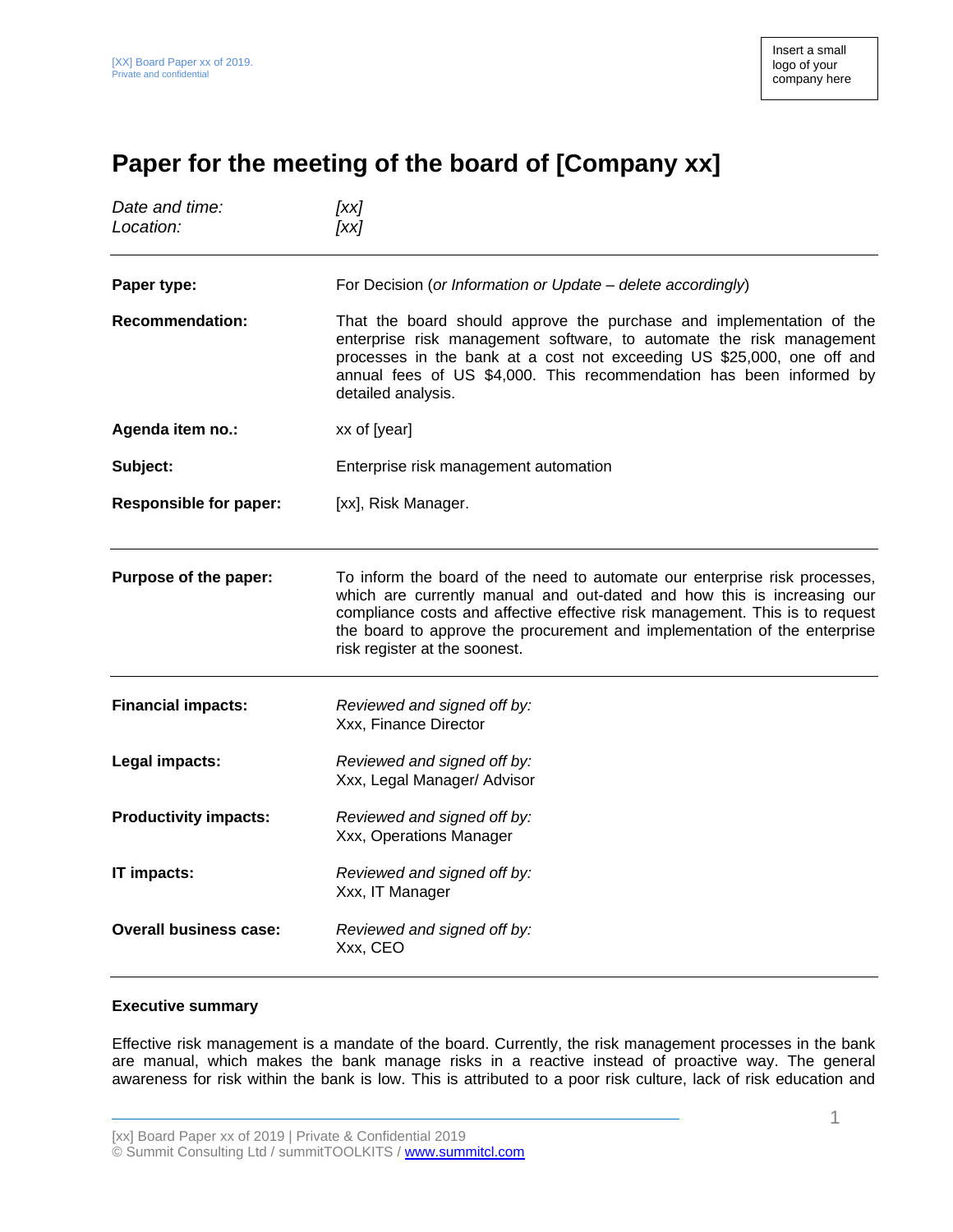# Paper for the meeting of the board of [Company xx]

| | |
|---|---|
| *Date and time:* | *[xx]* |
| *Location:* | *[xx]* |

---

| | |
|---|---|
| **Paper type:** | For Decision (*or Information or Update – delete accordingly*) |
| **Recommendation:** | That the board should approve the purchase and implementation of the enterprise risk management software, to automate the risk management processes in the bank at a cost not exceeding US $25,000, one off and annual fees of US $4,000. This recommendation has been informed by detailed analysis. |
| **Agenda item no.:** | xx of [year] |
| **Subject:** | Enterprise risk management automation |
| **Responsible for paper:** | [xx], Risk Manager. |

---

| | |
|---|---|
| **Purpose of the paper:** | To inform the board of the need to automate our enterprise risk processes, which are currently manual and out-dated and how this is increasing our compliance costs and affective effective risk management. This is to request the board to approve the procurement and implementation of the enterprise risk register at the soonest. |

---

| | |
|---|---|
| **Financial impacts:** | *Reviewed and signed off by:* Xxx, Finance Director |
| **Legal impacts:** | *Reviewed and signed off by:* Xxx, Legal Manager/ Advisor |
| **Productivity impacts:** | *Reviewed and signed off by:* Xxx, Operations Manager |
| **IT impacts:** | *Reviewed and signed off by:* Xxx, IT Manager |
| **Overall business case:** | *Reviewed and signed off by:* Xxx, CEO |

---

**Executive summary**

Effective risk management is a mandate of the board. Currently, the risk management processes in the bank are manual, which makes the bank manage risks in a reactive instead of proactive way. The general awareness for risk within the bank is low. This is attributed to a poor risk culture, lack of risk education and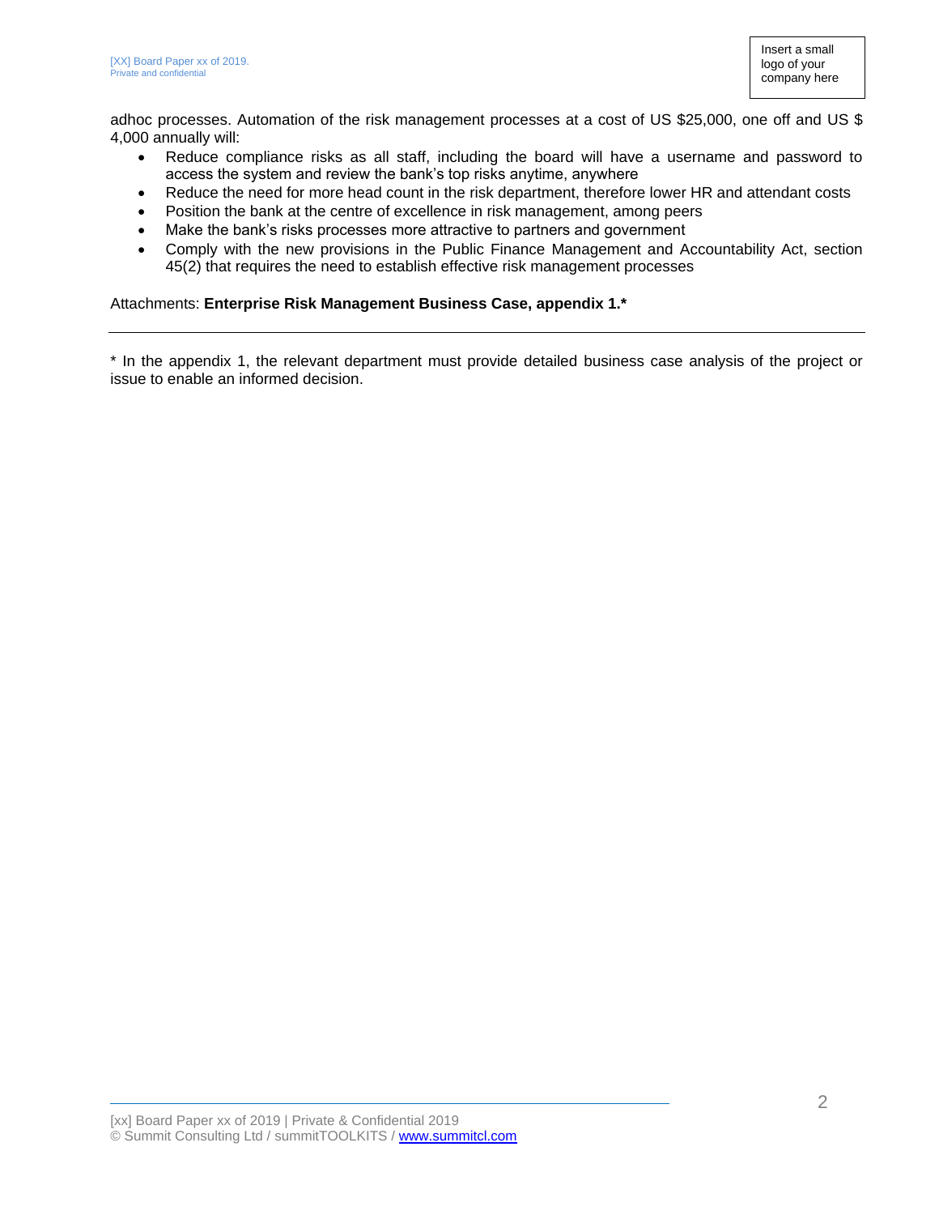adhoc processes. Automation of the risk management processes at a cost of US $25,000, one off and US $ 4,000 annually will:

- Reduce compliance risks as all staff, including the board will have a username and password to access the system and review the bank's top risks anytime, anywhere
- Reduce the need for more head count in the risk department, therefore lower HR and attendant costs
- Position the bank at the centre of excellence in risk management, among peers
- Make the bank's risks processes more attractive to partners and government
- Comply with the new provisions in the Public Finance Management and Accountability Act, section 45(2) that requires the need to establish effective risk management processes

Attachments: **Enterprise Risk Management Business Case, appendix 1.***

---

* In the appendix 1, the relevant department must provide detailed business case analysis of the project or issue to enable an informed decision.